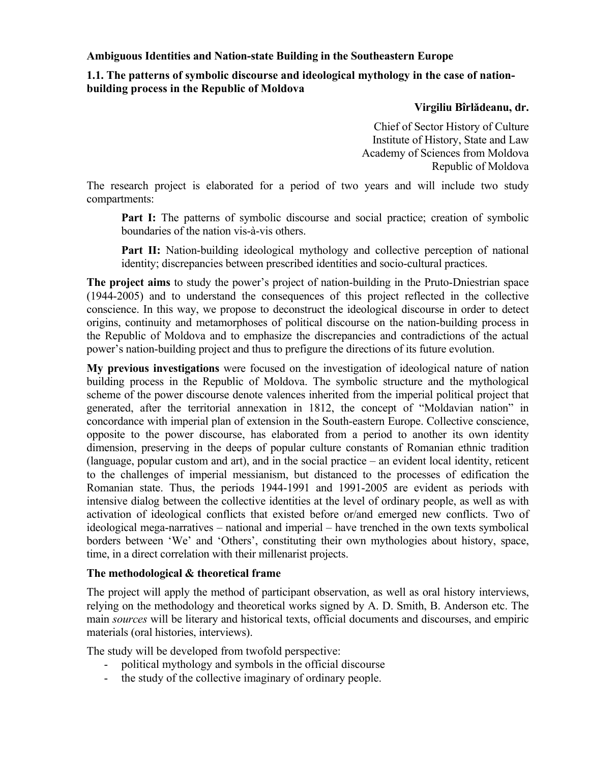**Ambiguous Identities and Nation-state Building in the Southeastern Europe**

**1.1. The patterns of symbolic discourse and ideological mythology in the case of nation-building process in the Republic of Moldova**

**Virgiliu Bîrlădeanu, dr.**

Chief of Sector History of Culture
Institute of History, State and Law
Academy of Sciences from Moldova
Republic of Moldova

The research project is elaborated for a period of two years and will include two study compartments:

> **Part I:** The patterns of symbolic discourse and social practice; creation of symbolic boundaries of the nation vis-à-vis others.
>
> **Part II:** Nation-building ideological mythology and collective perception of national identity; discrepancies between prescribed identities and socio-cultural practices.

**The project aims** to study the power's project of nation-building in the Pruto-Dniestrian space (1944-2005) and to understand the consequences of this project reflected in the collective conscience. In this way, we propose to deconstruct the ideological discourse in order to detect origins, continuity and metamorphoses of political discourse on the nation-building process in the Republic of Moldova and to emphasize the discrepancies and contradictions of the actual power's nation-building project and thus to prefigure the directions of its future evolution.

**My previous investigations** were focused on the investigation of ideological nature of nation building process in the Republic of Moldova. The symbolic structure and the mythological scheme of the power discourse denote valences inherited from the imperial political project that generated, after the territorial annexation in 1812, the concept of "Moldavian nation" in concordance with imperial plan of extension in the South-eastern Europe. Collective conscience, opposite to the power discourse, has elaborated from a period to another its own identity dimension, preserving in the deeps of popular culture constants of Romanian ethnic tradition (language, popular custom and art), and in the social practice – an evident local identity, reticent to the challenges of imperial messianism, but distanced to the processes of edification the Romanian state. Thus, the periods 1944-1991 and 1991-2005 are evident as periods with intensive dialog between the collective identities at the level of ordinary people, as well as with activation of ideological conflicts that existed before or/and emerged new conflicts. Two of ideological mega-narratives – national and imperial – have trenched in the own texts symbolical borders between 'We' and 'Others', constituting their own mythologies about history, space, time, in a direct correlation with their millenarist projects.

**The methodological & theoretical frame**

The project will apply the method of participant observation, as well as oral history interviews, relying on the methodology and theoretical works signed by A. D. Smith, B. Anderson etc. The main *sources* will be literary and historical texts, official documents and discourses, and empiric materials (oral histories, interviews).

The study will be developed from twofold perspective:

- political mythology and symbols in the official discourse
- the study of the collective imaginary of ordinary people.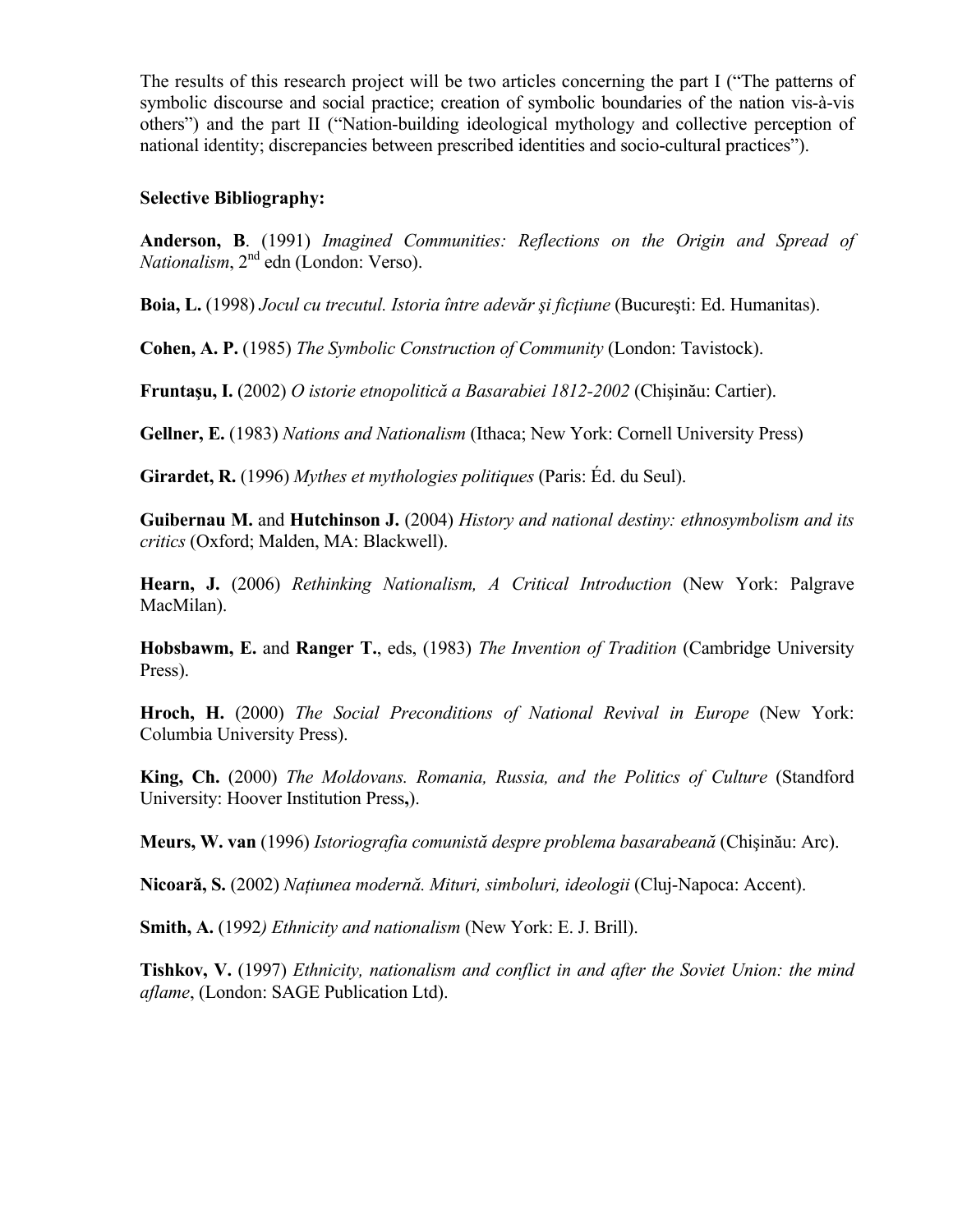The results of this research project will be two articles concerning the part I ("The patterns of symbolic discourse and social practice; creation of symbolic boundaries of the nation vis-à-vis others") and the part II ("Nation-building ideological mythology and collective perception of national identity; discrepancies between prescribed identities and socio-cultural practices").

**Selective Bibliography:**

**Anderson, B**. (1991) *Imagined Communities: Reflections on the Origin and Spread of Nationalism*, 2nd edn (London: Verso).

**Boia, L.** (1998) *Jocul cu trecutul. Istoria între adevăr şi ficțiune* (Bucureşti: Ed. Humanitas).

**Cohen, A. P.** (1985) *The Symbolic Construction of Community* (London: Tavistock).

**Fruntaşu, I.** (2002) *O istorie etnopolitică a Basarabiei 1812-2002* (Chişinău: Cartier).

**Gellner, E.** (1983) *Nations and Nationalism* (Ithaca; New York: Cornell University Press)

**Girardet, R.** (1996) *Mythes et mythologies politiques* (Paris: Éd. du Seul).

**Guibernau M.** and **Hutchinson J.** (2004) *History and national destiny: ethnosymbolism and its critics* (Oxford; Malden, MA: Blackwell).

**Hearn, J.** (2006) *Rethinking Nationalism, A Critical Introduction* (New York: Palgrave MacMilan).

**Hobsbawm, E.** and **Ranger T.**, eds, (1983) *The Invention of Tradition* (Cambridge University Press).

**Hroch, H.** (2000) *The Social Preconditions of National Revival in Europe* (New York: Columbia University Press).

**King, Ch.** (2000) *The Moldovans. Romania, Russia, and the Politics of Culture* (Standford University: Hoover Institution Press**,**).

**Meurs, W. van** (1996) *Istoriografia comunistă despre problema basarabeană* (Chişinău: Arc).

**Nicoară, S.** (2002) *Națiunea modernă. Mituri, simboluri, ideologii* (Cluj-Napoca: Accent).

**Smith, A.** (1992*) Ethnicity and nationalism* (New York: E. J. Brill).

**Tishkov, V.** (1997) *Ethnicity, nationalism and conflict in and after the Soviet Union: the mind aflame*, (London: SAGE Publication Ltd).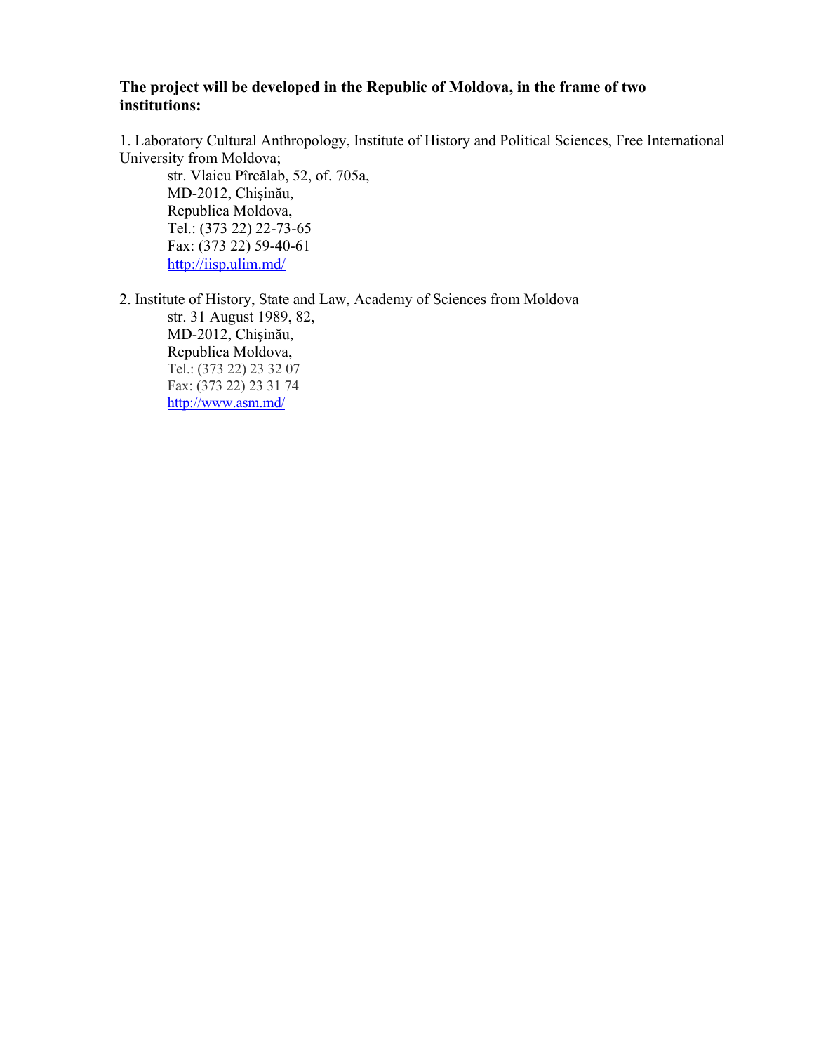**The project will be developed in the Republic of Moldova, in the frame of two institutions:**

1. Laboratory Cultural Anthropology, Institute of History and Political Sciences, Free International University from Moldova;

    str. Vlaicu Pîrcălab, 52, of. 705a,
    MD-2012, Chişinău,
    Republica Moldova,
    Tel.: (373 22) 22-73-65
    Fax: (373 22) 59-40-61
    http://iisp.ulim.md/

2. Institute of History, State and Law, Academy of Sciences from Moldova

    str. 31 August 1989, 82,
    MD-2012, Chişinău,
    Republica Moldova,
    Tel.: (373 22) 23 32 07
    Fax: (373 22) 23 31 74
    http://www.asm.md/